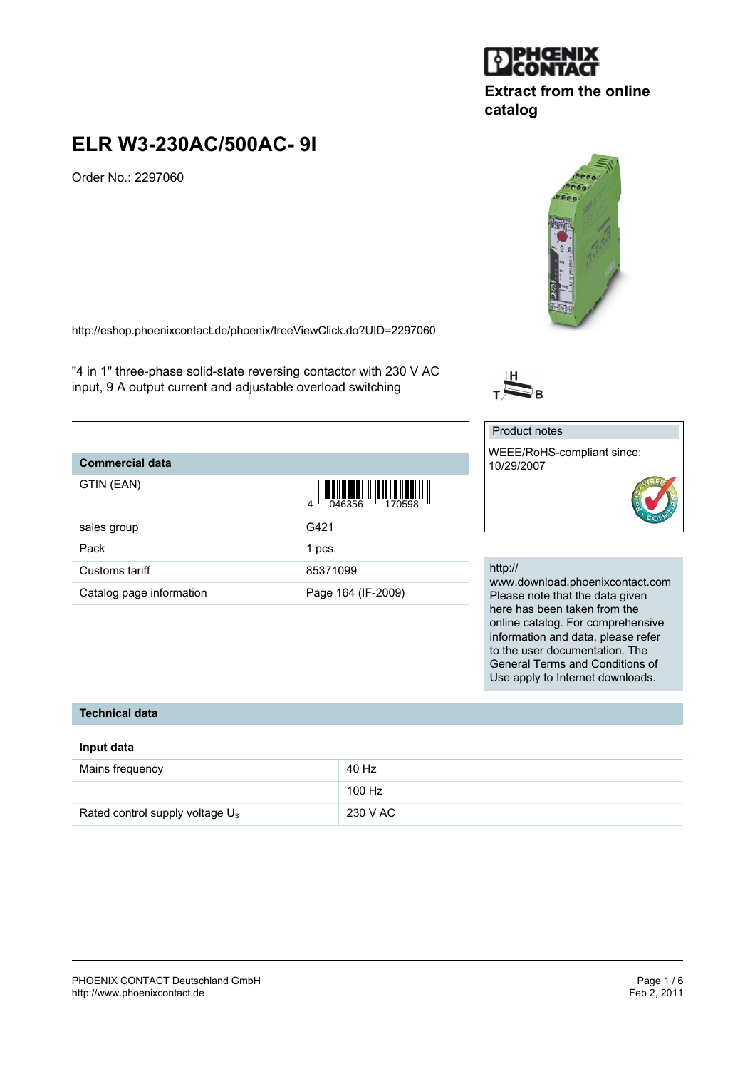Extract from the online catalog

# ELR W3-230AC/500AC- 9I

Order No.: 2297060

http://eshop.phoenixcontact.de/phoenix/treeViewClick.do?UID=2297060

"4 in 1" three-phase solid-state reversing contactor with 230 V AC input, 9 A output current and adjustable overload switching

Product notes

WEEE/RoHS-compliant since: 10/29/2007

http://www.download.phoenixcontact.com Please note that the data given here has been taken from the online catalog. For comprehensive information and data, please refer to the user documentation. The General Terms and Conditions of Use apply to Internet downloads.

| Commercial data | |
|---|---|
| GTIN (EAN) | 4 046356 170598 |
| sales group | G421 |
| Pack | 1 pcs. |
| Customs tariff | 85371099 |
| Catalog page information | Page 164 (IF-2009) |

## Technical data

### Input data

| | |
|---|---|
| Mains frequency | 40 Hz |
| | 100 Hz |
| Rated control supply voltage $U_s$ | 230 V AC |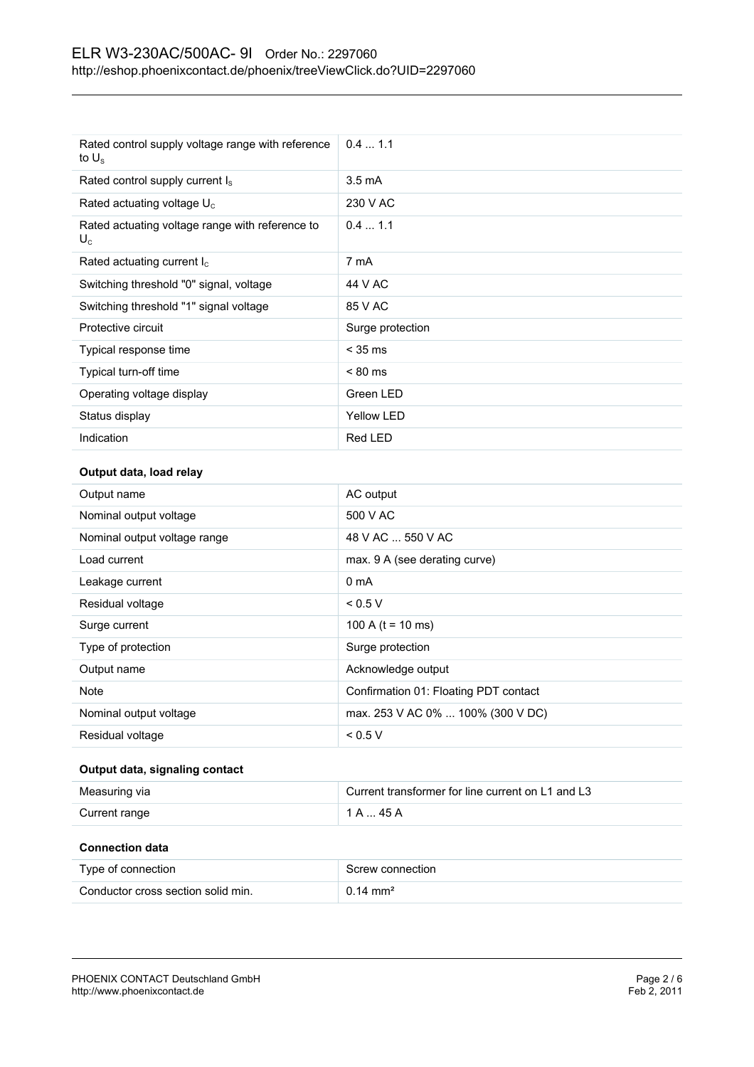| | |
|---|---|
| Rated control supply voltage range with reference to $U_s$ | 0.4 ... 1.1 |
| Rated control supply current $I_s$ | 3.5 mA |
| Rated actuating voltage $U_c$ | 230 V AC |
| Rated actuating voltage range with reference to $U_c$ | 0.4 ... 1.1 |
| Rated actuating current $I_c$ | 7 mA |
| Switching threshold "0" signal, voltage | 44 V AC |
| Switching threshold "1" signal voltage | 85 V AC |
| Protective circuit | Surge protection |
| Typical response time | < 35 ms |
| Typical turn-off time | < 80 ms |
| Operating voltage display | Green LED |
| Status display | Yellow LED |
| Indication | Red LED |

**Output data, load relay**

| | |
|---|---|
| Output name | AC output |
| Nominal output voltage | 500 V AC |
| Nominal output voltage range | 48 V AC ... 550 V AC |
| Load current | max. 9 A (see derating curve) |
| Leakage current | 0 mA |
| Residual voltage | < 0.5 V |
| Surge current | 100 A (t = 10 ms) |
| Type of protection | Surge protection |
| Output name | Acknowledge output |
| Note | Confirmation 01: Floating PDT contact |
| Nominal output voltage | max. 253 V AC 0% ... 100% (300 V DC) |
| Residual voltage | < 0.5 V |

**Output data, signaling contact**

| | |
|---|---|
| Measuring via | Current transformer for line current on L1 and L3 |
| Current range | 1 A ... 45 A |

**Connection data**

| | |
|---|---|
| Type of connection | Screw connection |
| Conductor cross section solid min. | 0.14 mm² |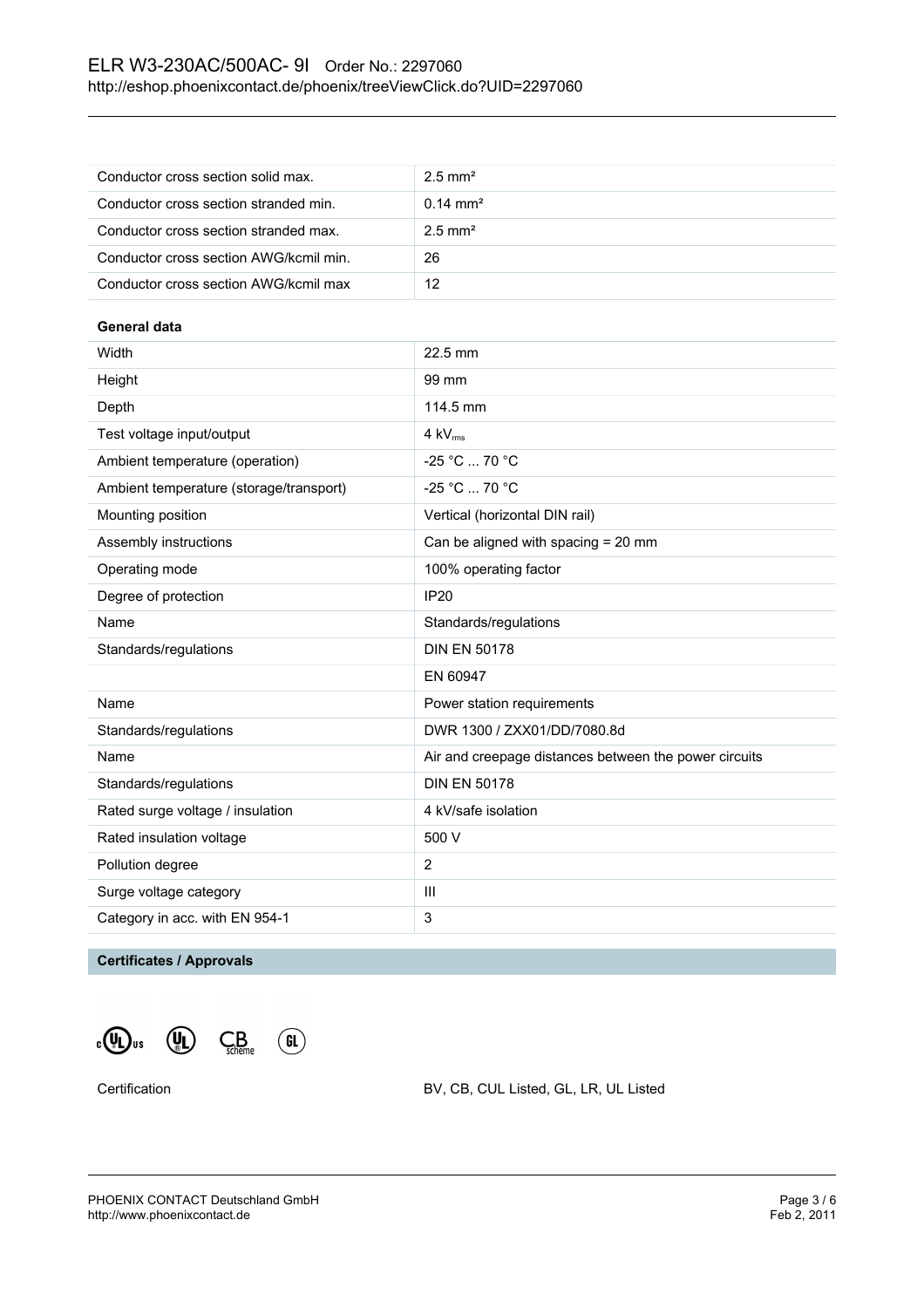| | |
|---|---|
| Conductor cross section solid max. | 2.5 mm² |
| Conductor cross section stranded min. | 0.14 mm² |
| Conductor cross section stranded max. | 2.5 mm² |
| Conductor cross section AWG/kcmil min. | 26 |
| Conductor cross section AWG/kcmil max | 12 |

**General data**

| | |
|---|---|
| Width | 22.5 mm |
| Height | 99 mm |
| Depth | 114.5 mm |
| Test voltage input/output | 4 $kV_{rms}$ |
| Ambient temperature (operation) | -25 °C ... 70 °C |
| Ambient temperature (storage/transport) | -25 °C ... 70 °C |
| Mounting position | Vertical (horizontal DIN rail) |
| Assembly instructions | Can be aligned with spacing = 20 mm |
| Operating mode | 100% operating factor |
| Degree of protection | IP20 |
| Name | Standards/regulations |
| Standards/regulations | DIN EN 50178 |
| | EN 60947 |
| Name | Power station requirements |
| Standards/regulations | DWR 1300 / ZXX01/DD/7080.8d |
| Name | Air and creepage distances between the power circuits |
| Standards/regulations | DIN EN 50178 |
| Rated surge voltage / insulation | 4 kV/safe isolation |
| Rated insulation voltage | 500 V |
| Pollution degree | 2 |
| Surge voltage category | III |
| Category in acc. with EN 954-1 | 3 |

**Certificates / Approvals**

| | |
|---|---|
| Certification | BV, CB, CUL Listed, GL, LR, UL Listed |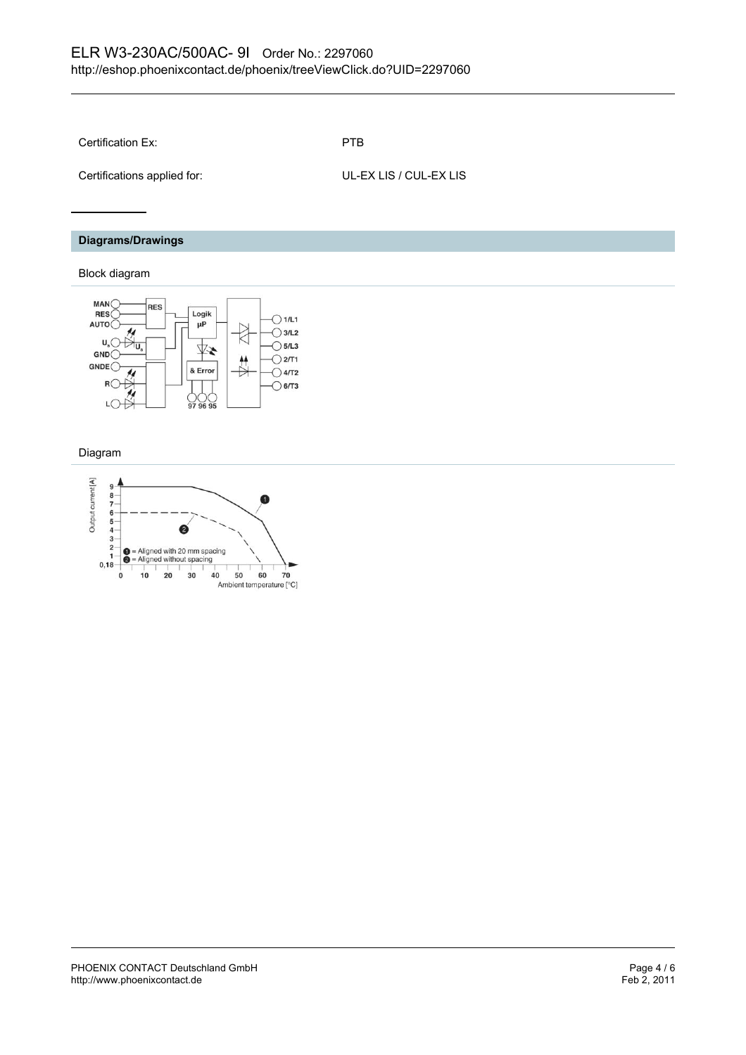| | |
|---|---|
| Certification Ex: | PTB |
| Certifications applied for: | UL-EX LIS / CUL-EX LIS |

## Diagrams/Drawings

### Block diagram

### Diagram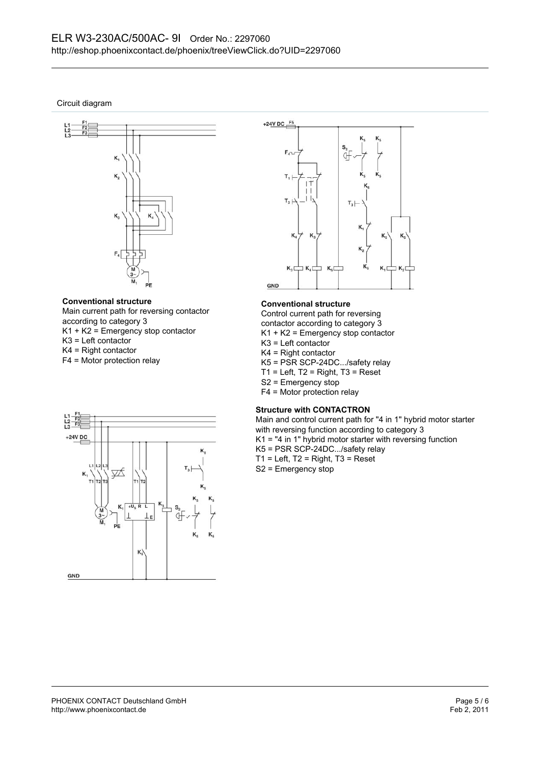Circuit diagram

**Conventional structure**

Main current path for reversing contactor according to category 3

K1 + K2 = Emergency stop contactor

K3 = Left contactor

K4 = Right contactor

F4 = Motor protection relay

**Conventional structure**

Control current path for reversing contactor according to category 3

K1 + K2 = Emergency stop contactor

K3 = Left contactor

K4 = Right contactor

K5 = PSR SCP-24DC.../safety relay

T1 = Left, T2 = Right, T3 = Reset

S2 = Emergency stop

F4 = Motor protection relay

**Structure with CONTACTRON**

Main and control current path for "4 in 1" hybrid motor starter with reversing function according to category 3

K1 = "4 in 1" hybrid motor starter with reversing function

K5 = PSR SCP-24DC.../safety relay

T1 = Left, T2 = Right, T3 = Reset

S2 = Emergency stop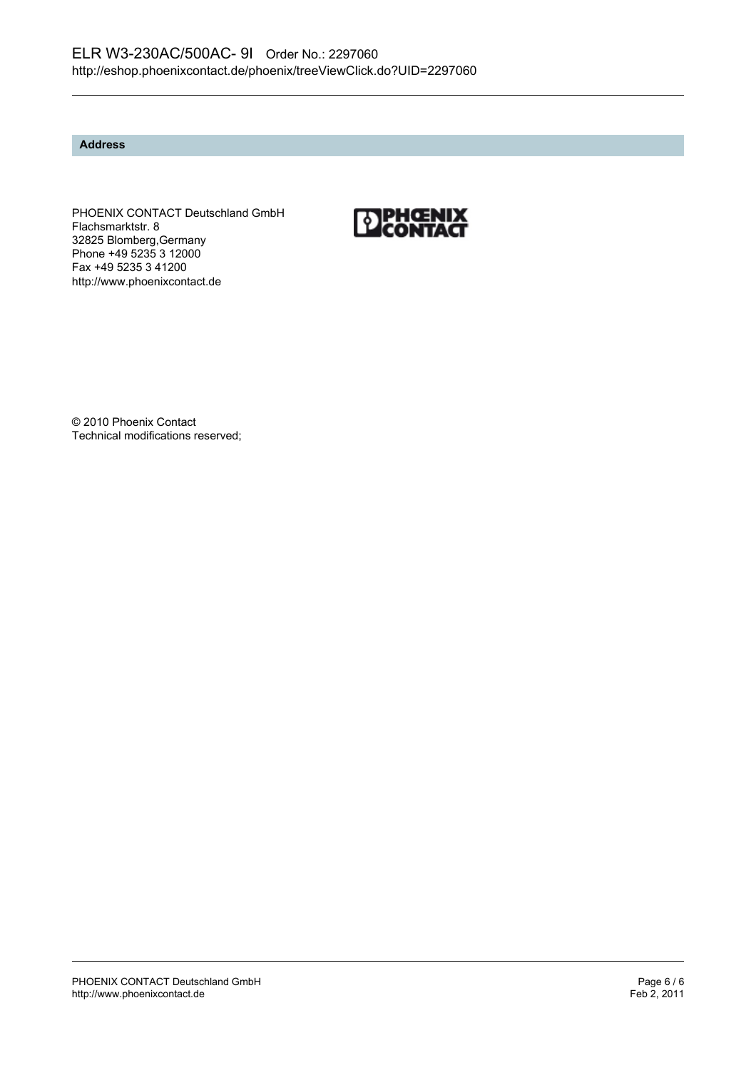## Address

PHOENIX CONTACT Deutschland GmbH
Flachsmarktstr. 8
32825 Blomberg,Germany
Phone +49 5235 3 12000
Fax +49 5235 3 41200
http://www.phoenixcontact.de

© 2010 Phoenix Contact
Technical modifications reserved;